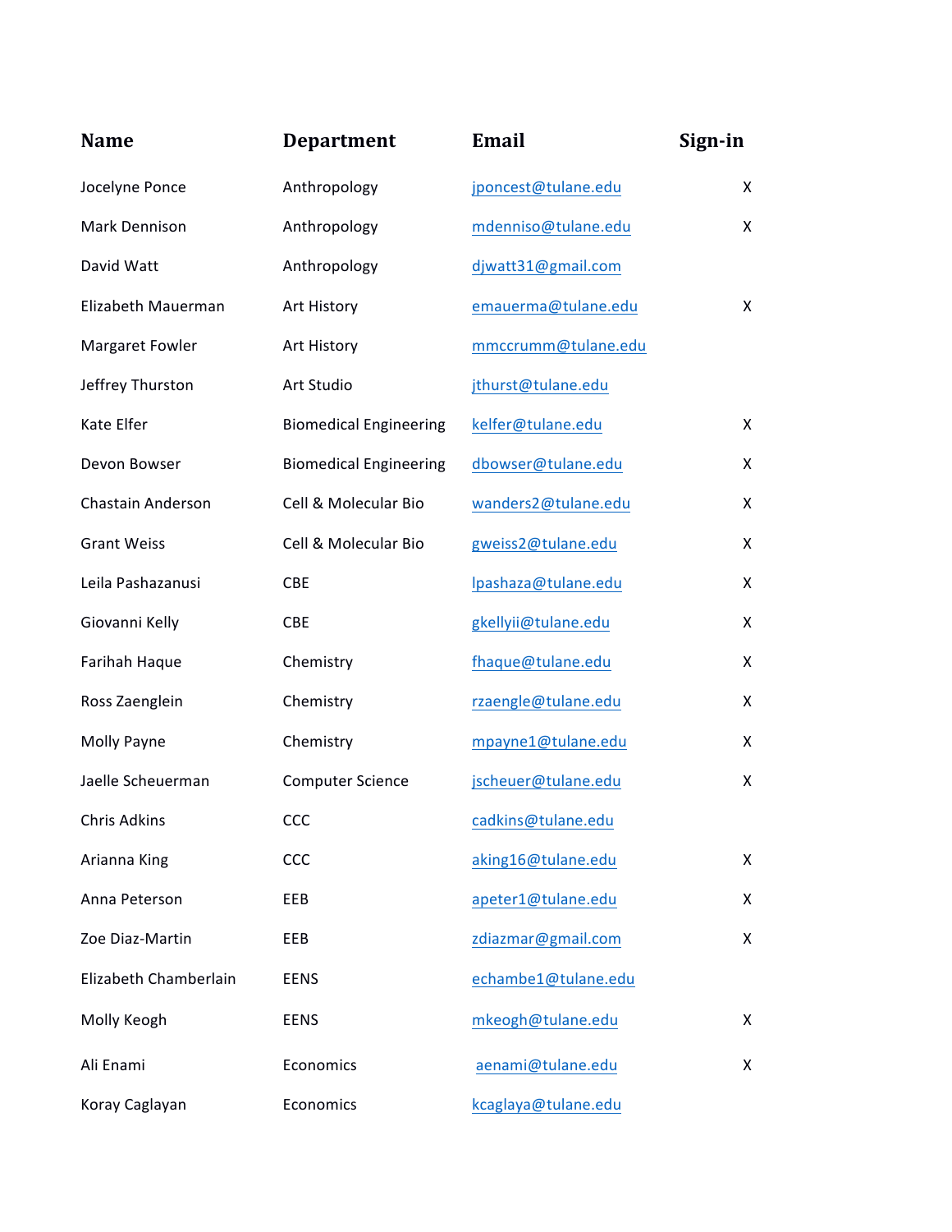| Name | Department | Email | Sign-in |
|---|---|---|---|
| Jocelyne Ponce | Anthropology | jponcest@tulane.edu | X |
| Mark Dennison | Anthropology | mdenniso@tulane.edu | X |
| David Watt | Anthropology | djwatt31@gmail.com | |
| Elizabeth Mauerman | Art History | emauerma@tulane.edu | X |
| Margaret Fowler | Art History | mmccrumm@tulane.edu | |
| Jeffrey Thurston | Art Studio | jthurst@tulane.edu | |
| Kate Elfer | Biomedical Engineering | kelfer@tulane.edu | X |
| Devon Bowser | Biomedical Engineering | dbowser@tulane.edu | X |
| Chastain Anderson | Cell & Molecular Bio | wanders2@tulane.edu | X |
| Grant Weiss | Cell & Molecular Bio | gweiss2@tulane.edu | X |
| Leila Pashazanusi | CBE | lpashaza@tulane.edu | X |
| Giovanni Kelly | CBE | gkellyii@tulane.edu | X |
| Farihah Haque | Chemistry | fhaque@tulane.edu | X |
| Ross Zaenglein | Chemistry | rzaengle@tulane.edu | X |
| Molly Payne | Chemistry | mpayne1@tulane.edu | X |
| Jaelle Scheuerman | Computer Science | jscheuer@tulane.edu | X |
| Chris Adkins | CCC | cadkins@tulane.edu | |
| Arianna King | CCC | aking16@tulane.edu | X |
| Anna Peterson | EEB | apeter1@tulane.edu | X |
| Zoe Diaz-Martin | EEB | zdiazmar@gmail.com | X |
| Elizabeth Chamberlain | EENS | echambe1@tulane.edu | |
| Molly Keogh | EENS | mkeogh@tulane.edu | X |
| Ali Enami | Economics | aenami@tulane.edu | X |
| Koray Caglayan | Economics | kcaglaya@tulane.edu | |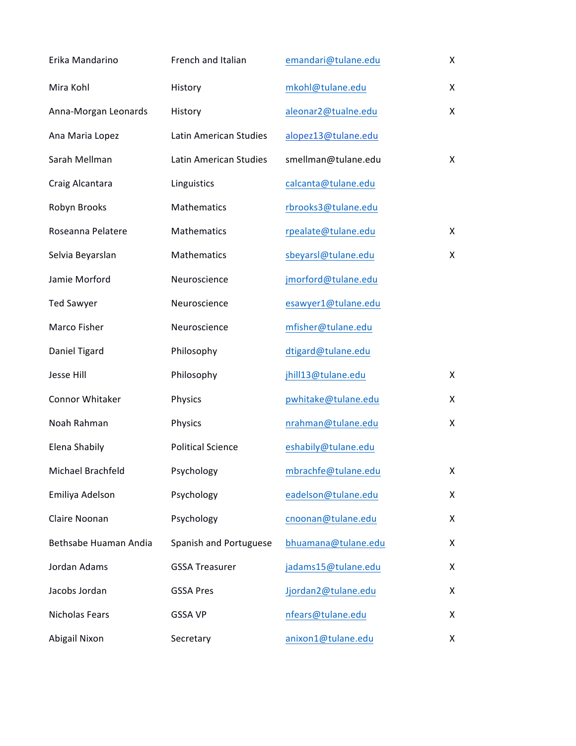| | | | |
|---|---|---|---|
| Erika Mandarino | French and Italian | emandari@tulane.edu | X |
| Mira Kohl | History | mkohl@tulane.edu | X |
| Anna-Morgan Leonards | History | aleonar2@tualne.edu | X |
| Ana Maria Lopez | Latin American Studies | alopez13@tulane.edu | |
| Sarah Mellman | Latin American Studies | smellman@tulane.edu | X |
| Craig Alcantara | Linguistics | calcanta@tulane.edu | |
| Robyn Brooks | Mathematics | rbrooks3@tulane.edu | |
| Roseanna Pelatere | Mathematics | rpealate@tulane.edu | X |
| Selvia Beyarslan | Mathematics | sbeyarsl@tulane.edu | X |
| Jamie Morford | Neuroscience | jmorford@tulane.edu | |
| Ted Sawyer | Neuroscience | esawyer1@tulane.edu | |
| Marco Fisher | Neuroscience | mfisher@tulane.edu | |
| Daniel Tigard | Philosophy | dtigard@tulane.edu | |
| Jesse Hill | Philosophy | jhill13@tulane.edu | X |
| Connor Whitaker | Physics | pwhitake@tulane.edu | X |
| Noah Rahman | Physics | nrahman@tulane.edu | X |
| Elena Shabily | Political Science | eshabily@tulane.edu | |
| Michael Brachfeld | Psychology | mbrachfe@tulane.edu | X |
| Emiliya Adelson | Psychology | eadelson@tulane.edu | X |
| Claire Noonan | Psychology | cnoonan@tulane.edu | X |
| Bethsabe Huaman Andia | Spanish and Portuguese | bhuamana@tulane.edu | X |
| Jordan Adams | GSSA Treasurer | jadams15@tulane.edu | X |
| Jacobs Jordan | GSSA Pres | Jjordan2@tulane.edu | X |
| Nicholas Fears | GSSA VP | nfears@tulane.edu | X |
| Abigail Nixon | Secretary | anixon1@tulane.edu | X |